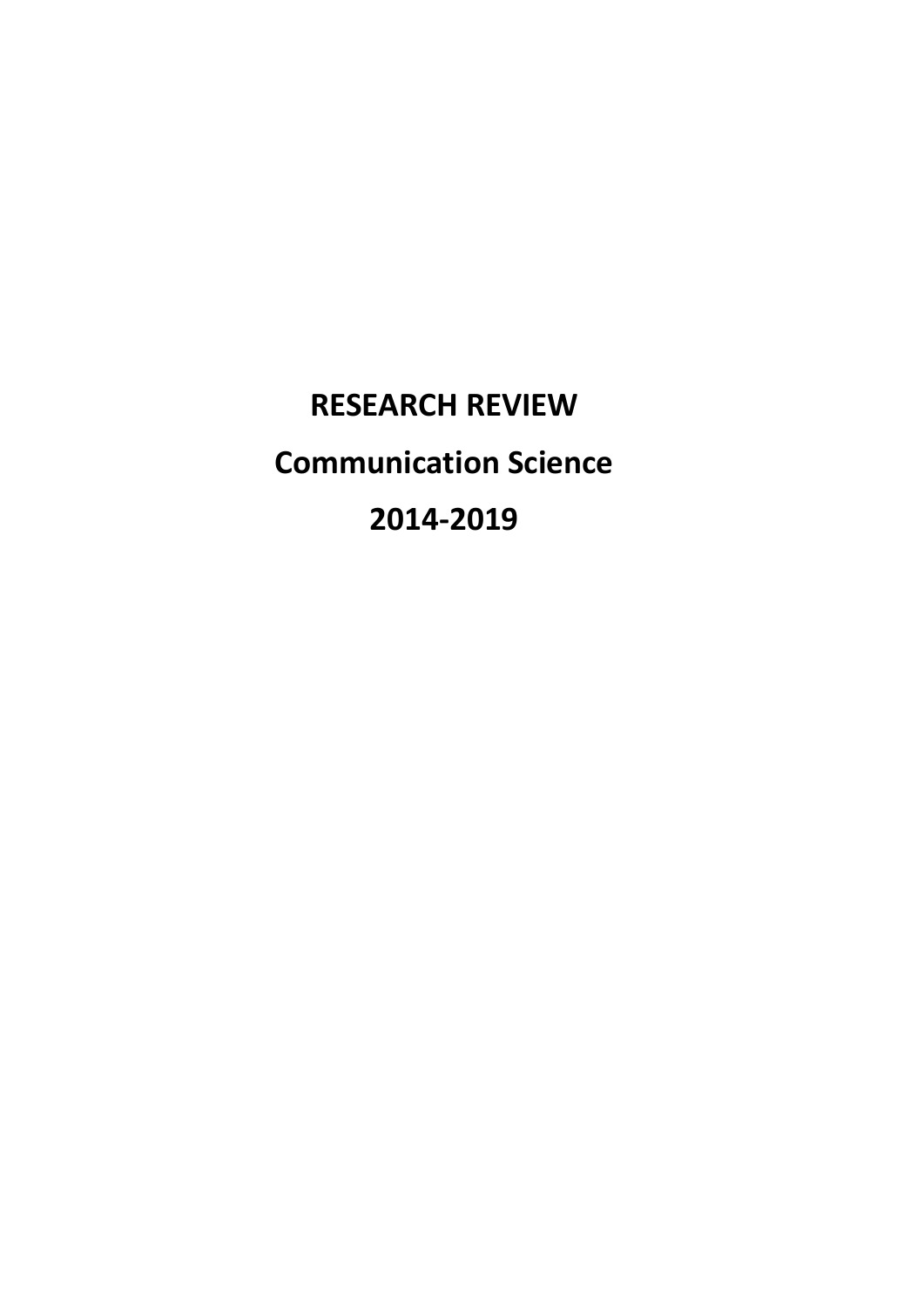# RESEARCH REVIEW

# Communication Science

# 2014-2019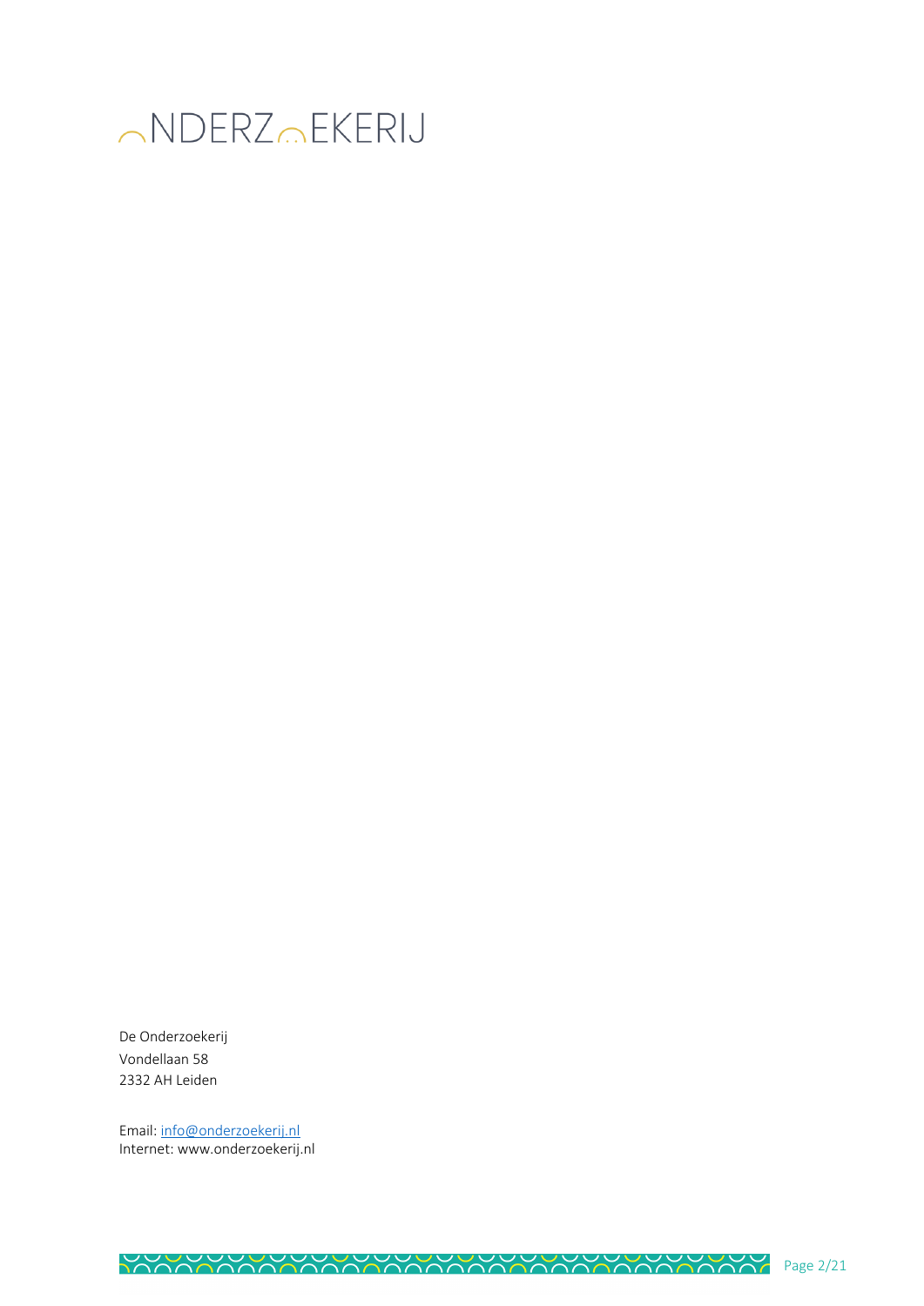ONDERZOEKERIJ

De Onderzoekerij
Vondellaan 58
2332 AH Leiden

Email: info@onderzoekerij.nl
Internet: www.onderzoekerij.nl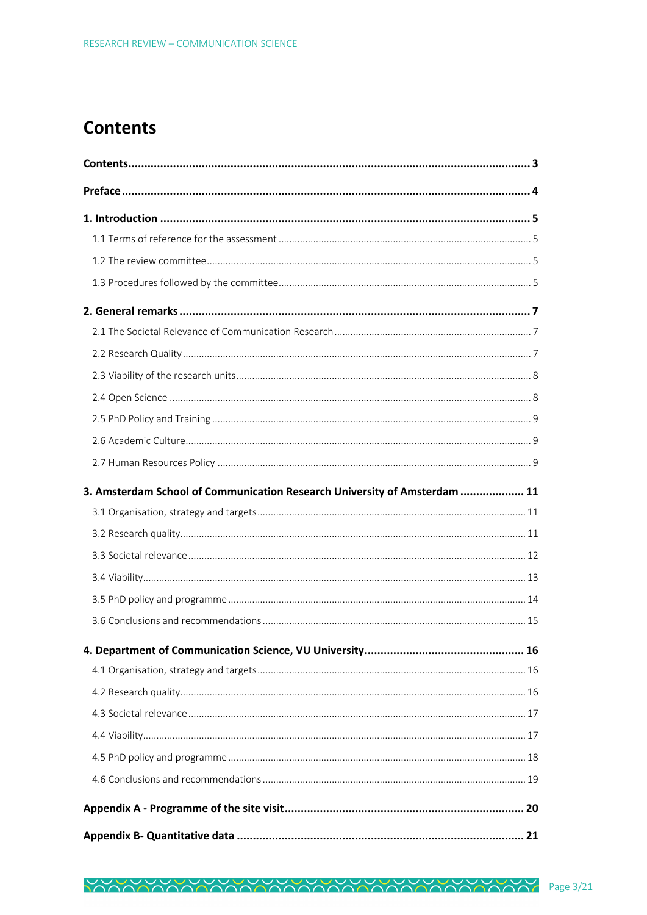# Contents

**Contents** ........................................................................................................................ **3**

**Preface** .......................................................................................................................... **4**

**1. Introduction** ................................................................................................................ **5**

1.1 Terms of reference for the assessment ......................................................................... 5

1.2 The review committee ..................................................................................................... 5

1.3 Procedures followed by the committee .......................................................................... 5

**2. General remarks** .......................................................................................................... **7**

2.1 The Societal Relevance of Communication Research ..................................................... 7

2.2 Research Quality ............................................................................................................. 7

2.3 Viability of the research units .......................................................................................... 8

2.4 Open Science .................................................................................................................. 8

2.5 PhD Policy and Training ................................................................................................... 9

2.6 Academic Culture ............................................................................................................ 9

2.7 Human Resources Policy ................................................................................................. 9

**3. Amsterdam School of Communication Research University of Amsterdam** .................... **11**

3.1 Organisation, strategy and targets ................................................................................. 11

3.2 Research quality ............................................................................................................. 11

3.3 Societal relevance .......................................................................................................... 12

3.4 Viability ........................................................................................................................... 13

3.5 PhD policy and programme ............................................................................................ 14

3.6 Conclusions and recommendations ............................................................................... 15

**4. Department of Communication Science, VU University** ................................................ **16**

4.1 Organisation, strategy and targets ................................................................................. 16

4.2 Research quality ............................................................................................................. 16

4.3 Societal relevance .......................................................................................................... 17

4.4 Viability ........................................................................................................................... 17

4.5 PhD policy and programme ............................................................................................ 18

4.6 Conclusions and recommendations ............................................................................... 19

**Appendix A - Programme of the site visit** ......................................................................... **20**

**Appendix B- Quantitative data** ......................................................................................... **21**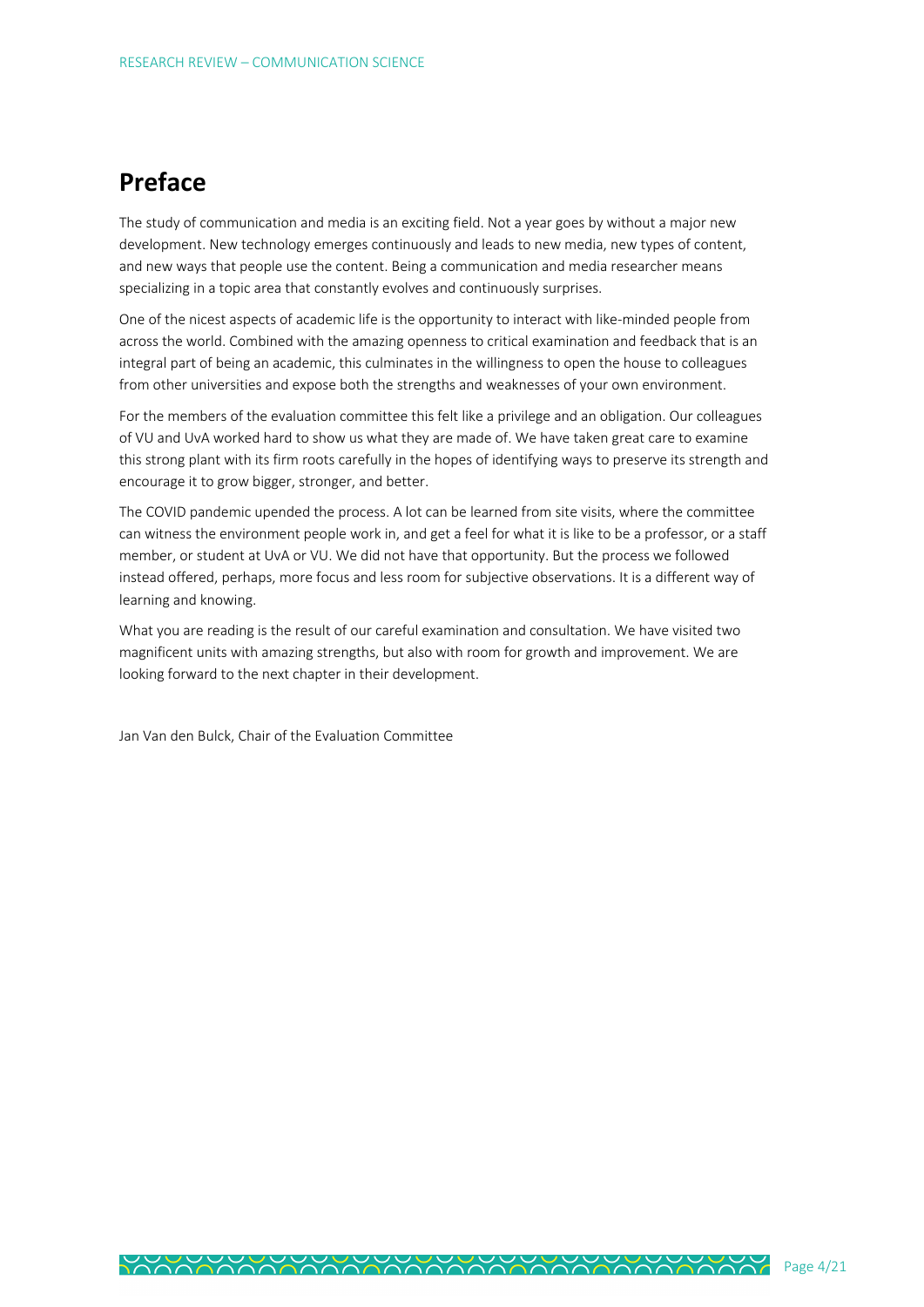# Preface

The study of communication and media is an exciting field. Not a year goes by without a major new development. New technology emerges continuously and leads to new media, new types of content, and new ways that people use the content. Being a communication and media researcher means specializing in a topic area that constantly evolves and continuously surprises.

One of the nicest aspects of academic life is the opportunity to interact with like-minded people from across the world. Combined with the amazing openness to critical examination and feedback that is an integral part of being an academic, this culminates in the willingness to open the house to colleagues from other universities and expose both the strengths and weaknesses of your own environment.

For the members of the evaluation committee this felt like a privilege and an obligation. Our colleagues of VU and UvA worked hard to show us what they are made of. We have taken great care to examine this strong plant with its firm roots carefully in the hopes of identifying ways to preserve its strength and encourage it to grow bigger, stronger, and better.

The COVID pandemic upended the process. A lot can be learned from site visits, where the committee can witness the environment people work in, and get a feel for what it is like to be a professor, or a staff member, or student at UvA or VU. We did not have that opportunity. But the process we followed instead offered, perhaps, more focus and less room for subjective observations. It is a different way of learning and knowing.

What you are reading is the result of our careful examination and consultation. We have visited two magnificent units with amazing strengths, but also with room for growth and improvement. We are looking forward to the next chapter in their development.

Jan Van den Bulck, Chair of the Evaluation Committee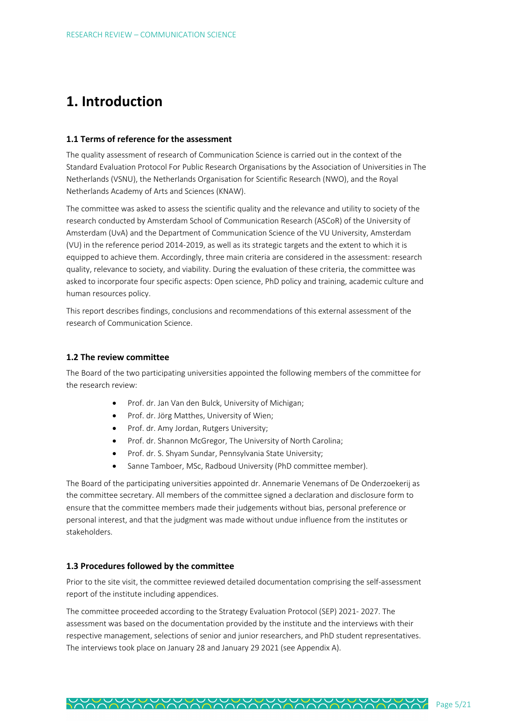# 1. Introduction

### 1.1 Terms of reference for the assessment

The quality assessment of research of Communication Science is carried out in the context of the Standard Evaluation Protocol For Public Research Organisations by the Association of Universities in The Netherlands (VSNU), the Netherlands Organisation for Scientific Research (NWO), and the Royal Netherlands Academy of Arts and Sciences (KNAW).

The committee was asked to assess the scientific quality and the relevance and utility to society of the research conducted by Amsterdam School of Communication Research (ASCoR) of the University of Amsterdam (UvA) and the Department of Communication Science of the VU University, Amsterdam (VU) in the reference period 2014-2019, as well as its strategic targets and the extent to which it is equipped to achieve them. Accordingly, three main criteria are considered in the assessment: research quality, relevance to society, and viability. During the evaluation of these criteria, the committee was asked to incorporate four specific aspects: Open science, PhD policy and training, academic culture and human resources policy.

This report describes findings, conclusions and recommendations of this external assessment of the research of Communication Science.

### 1.2 The review committee

The Board of the two participating universities appointed the following members of the committee for the research review:

- Prof. dr. Jan Van den Bulck, University of Michigan;
- Prof. dr. Jörg Matthes, University of Wien;
- Prof. dr. Amy Jordan, Rutgers University;
- Prof. dr. Shannon McGregor, The University of North Carolina;
- Prof. dr. S. Shyam Sundar, Pennsylvania State University;
- Sanne Tamboer, MSc, Radboud University (PhD committee member).

The Board of the participating universities appointed dr. Annemarie Venemans of De Onderzoekerij as the committee secretary. All members of the committee signed a declaration and disclosure form to ensure that the committee members made their judgements without bias, personal preference or personal interest, and that the judgment was made without undue influence from the institutes or stakeholders.

### 1.3 Procedures followed by the committee

Prior to the site visit, the committee reviewed detailed documentation comprising the self-assessment report of the institute including appendices.

The committee proceeded according to the Strategy Evaluation Protocol (SEP) 2021- 2027. The assessment was based on the documentation provided by the institute and the interviews with their respective management, selections of senior and junior researchers, and PhD student representatives. The interviews took place on January 28 and January 29 2021 (see Appendix A).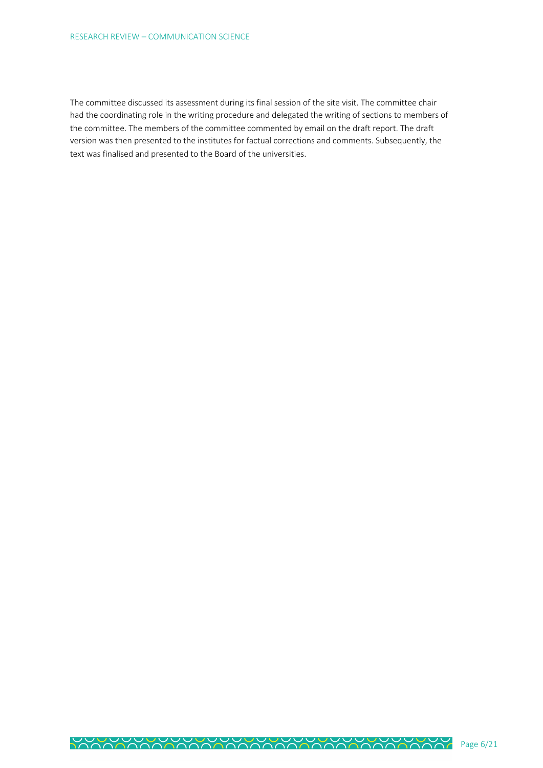The committee discussed its assessment during its final session of the site visit. The committee chair had the coordinating role in the writing procedure and delegated the writing of sections to members of the committee. The members of the committee commented by email on the draft report. The draft version was then presented to the institutes for factual corrections and comments. Subsequently, the text was finalised and presented to the Board of the universities.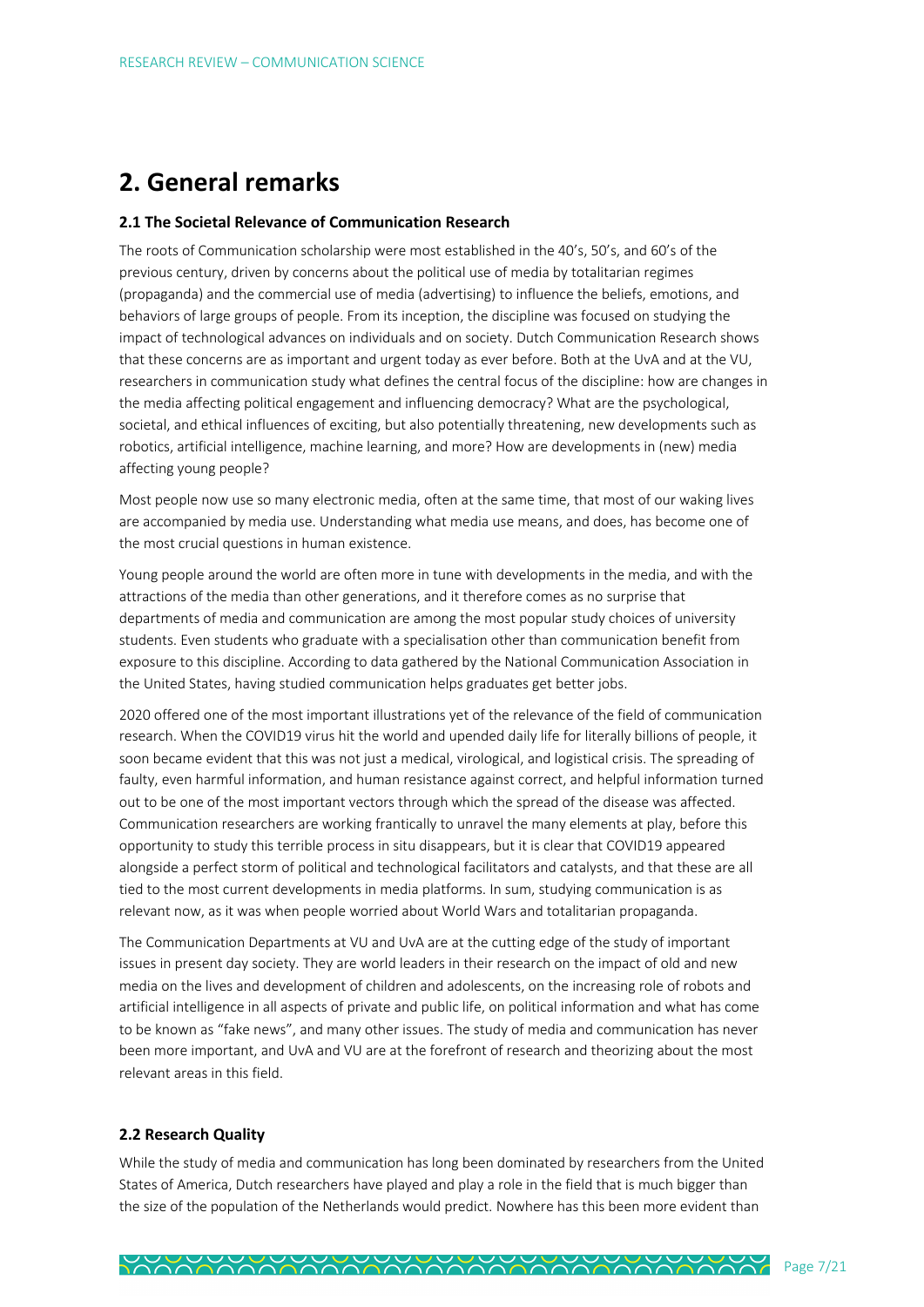# 2. General remarks

### 2.1 The Societal Relevance of Communication Research

The roots of Communication scholarship were most established in the 40's, 50's, and 60's of the previous century, driven by concerns about the political use of media by totalitarian regimes (propaganda) and the commercial use of media (advertising) to influence the beliefs, emotions, and behaviors of large groups of people. From its inception, the discipline was focused on studying the impact of technological advances on individuals and on society. Dutch Communication Research shows that these concerns are as important and urgent today as ever before. Both at the UvA and at the VU, researchers in communication study what defines the central focus of the discipline: how are changes in the media affecting political engagement and influencing democracy? What are the psychological, societal, and ethical influences of exciting, but also potentially threatening, new developments such as robotics, artificial intelligence, machine learning, and more? How are developments in (new) media affecting young people?

Most people now use so many electronic media, often at the same time, that most of our waking lives are accompanied by media use. Understanding what media use means, and does, has become one of the most crucial questions in human existence.

Young people around the world are often more in tune with developments in the media, and with the attractions of the media than other generations, and it therefore comes as no surprise that departments of media and communication are among the most popular study choices of university students. Even students who graduate with a specialisation other than communication benefit from exposure to this discipline. According to data gathered by the National Communication Association in the United States, having studied communication helps graduates get better jobs.

2020 offered one of the most important illustrations yet of the relevance of the field of communication research. When the COVID19 virus hit the world and upended daily life for literally billions of people, it soon became evident that this was not just a medical, virological, and logistical crisis. The spreading of faulty, even harmful information, and human resistance against correct, and helpful information turned out to be one of the most important vectors through which the spread of the disease was affected. Communication researchers are working frantically to unravel the many elements at play, before this opportunity to study this terrible process in situ disappears, but it is clear that COVID19 appeared alongside a perfect storm of political and technological facilitators and catalysts, and that these are all tied to the most current developments in media platforms. In sum, studying communication is as relevant now, as it was when people worried about World Wars and totalitarian propaganda.

The Communication Departments at VU and UvA are at the cutting edge of the study of important issues in present day society. They are world leaders in their research on the impact of old and new media on the lives and development of children and adolescents, on the increasing role of robots and artificial intelligence in all aspects of private and public life, on political information and what has come to be known as "fake news", and many other issues. The study of media and communication has never been more important, and UvA and VU are at the forefront of research and theorizing about the most relevant areas in this field.

### 2.2 Research Quality

While the study of media and communication has long been dominated by researchers from the United States of America, Dutch researchers have played and play a role in the field that is much bigger than the size of the population of the Netherlands would predict. Nowhere has this been more evident than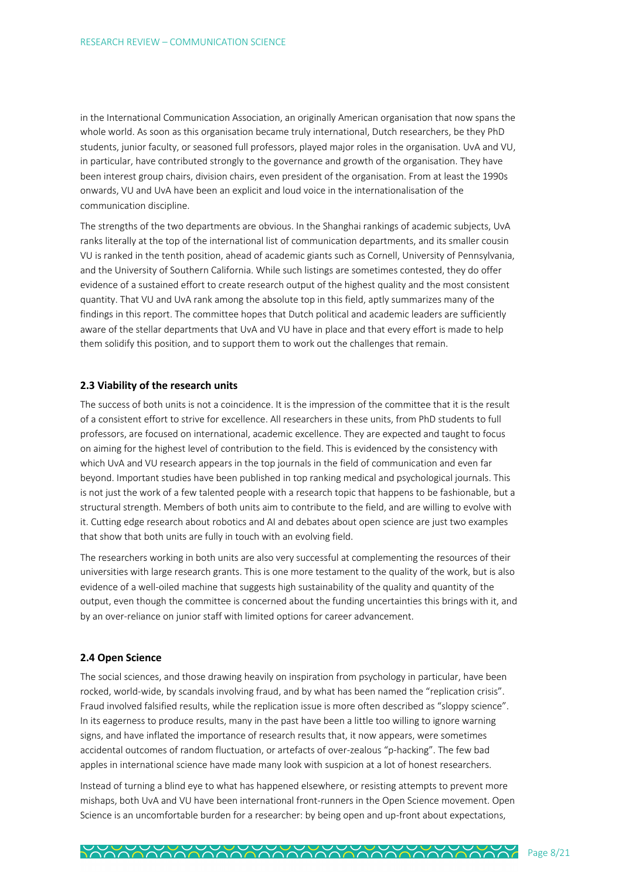in the International Communication Association, an originally American organisation that now spans the whole world. As soon as this organisation became truly international, Dutch researchers, be they PhD students, junior faculty, or seasoned full professors, played major roles in the organisation. UvA and VU, in particular, have contributed strongly to the governance and growth of the organisation. They have been interest group chairs, division chairs, even president of the organisation. From at least the 1990s onwards, VU and UvA have been an explicit and loud voice in the internationalisation of the communication discipline.

The strengths of the two departments are obvious. In the Shanghai rankings of academic subjects, UvA ranks literally at the top of the international list of communication departments, and its smaller cousin VU is ranked in the tenth position, ahead of academic giants such as Cornell, University of Pennsylvania, and the University of Southern California. While such listings are sometimes contested, they do offer evidence of a sustained effort to create research output of the highest quality and the most consistent quantity. That VU and UvA rank among the absolute top in this field, aptly summarizes many of the findings in this report. The committee hopes that Dutch political and academic leaders are sufficiently aware of the stellar departments that UvA and VU have in place and that every effort is made to help them solidify this position, and to support them to work out the challenges that remain.

### 2.3 Viability of the research units

The success of both units is not a coincidence. It is the impression of the committee that it is the result of a consistent effort to strive for excellence. All researchers in these units, from PhD students to full professors, are focused on international, academic excellence. They are expected and taught to focus on aiming for the highest level of contribution to the field. This is evidenced by the consistency with which UvA and VU research appears in the top journals in the field of communication and even far beyond. Important studies have been published in top ranking medical and psychological journals. This is not just the work of a few talented people with a research topic that happens to be fashionable, but a structural strength. Members of both units aim to contribute to the field, and are willing to evolve with it. Cutting edge research about robotics and AI and debates about open science are just two examples that show that both units are fully in touch with an evolving field.

The researchers working in both units are also very successful at complementing the resources of their universities with large research grants. This is one more testament to the quality of the work, but is also evidence of a well-oiled machine that suggests high sustainability of the quality and quantity of the output, even though the committee is concerned about the funding uncertainties this brings with it, and by an over-reliance on junior staff with limited options for career advancement.

### 2.4 Open Science

The social sciences, and those drawing heavily on inspiration from psychology in particular, have been rocked, world-wide, by scandals involving fraud, and by what has been named the "replication crisis". Fraud involved falsified results, while the replication issue is more often described as "sloppy science". In its eagerness to produce results, many in the past have been a little too willing to ignore warning signs, and have inflated the importance of research results that, it now appears, were sometimes accidental outcomes of random fluctuation, or artefacts of over-zealous "p-hacking". The few bad apples in international science have made many look with suspicion at a lot of honest researchers.

Instead of turning a blind eye to what has happened elsewhere, or resisting attempts to prevent more mishaps, both UvA and VU have been international front-runners in the Open Science movement. Open Science is an uncomfortable burden for a researcher: by being open and up-front about expectations,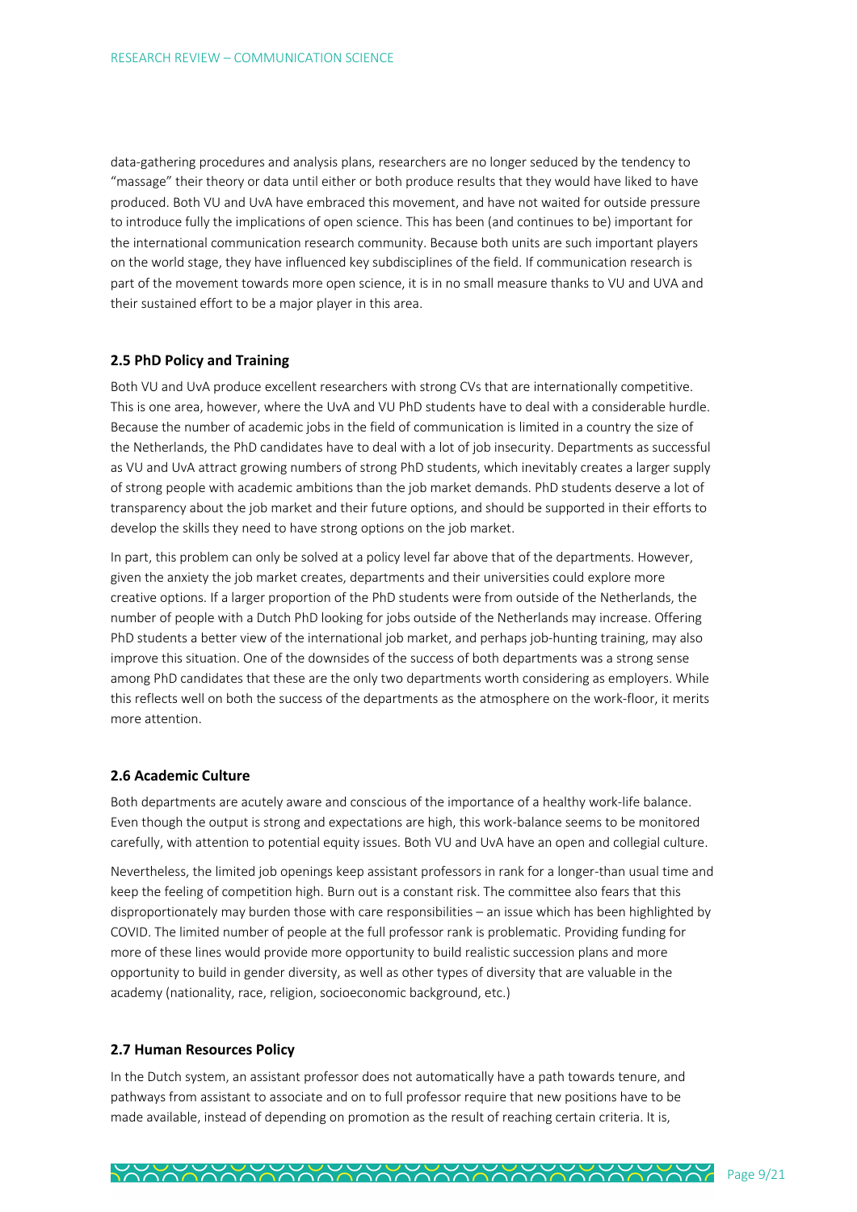data-gathering procedures and analysis plans, researchers are no longer seduced by the tendency to "massage" their theory or data until either or both produce results that they would have liked to have produced. Both VU and UvA have embraced this movement, and have not waited for outside pressure to introduce fully the implications of open science. This has been (and continues to be) important for the international communication research community. Because both units are such important players on the world stage, they have influenced key subdisciplines of the field. If communication research is part of the movement towards more open science, it is in no small measure thanks to VU and UVA and their sustained effort to be a major player in this area.

### 2.5 PhD Policy and Training

Both VU and UvA produce excellent researchers with strong CVs that are internationally competitive. This is one area, however, where the UvA and VU PhD students have to deal with a considerable hurdle. Because the number of academic jobs in the field of communication is limited in a country the size of the Netherlands, the PhD candidates have to deal with a lot of job insecurity. Departments as successful as VU and UvA attract growing numbers of strong PhD students, which inevitably creates a larger supply of strong people with academic ambitions than the job market demands. PhD students deserve a lot of transparency about the job market and their future options, and should be supported in their efforts to develop the skills they need to have strong options on the job market.

In part, this problem can only be solved at a policy level far above that of the departments. However, given the anxiety the job market creates, departments and their universities could explore more creative options. If a larger proportion of the PhD students were from outside of the Netherlands, the number of people with a Dutch PhD looking for jobs outside of the Netherlands may increase. Offering PhD students a better view of the international job market, and perhaps job-hunting training, may also improve this situation. One of the downsides of the success of both departments was a strong sense among PhD candidates that these are the only two departments worth considering as employers. While this reflects well on both the success of the departments as the atmosphere on the work-floor, it merits more attention.

### 2.6 Academic Culture

Both departments are acutely aware and conscious of the importance of a healthy work-life balance. Even though the output is strong and expectations are high, this work-balance seems to be monitored carefully, with attention to potential equity issues. Both VU and UvA have an open and collegial culture.

Nevertheless, the limited job openings keep assistant professors in rank for a longer-than usual time and keep the feeling of competition high. Burn out is a constant risk. The committee also fears that this disproportionately may burden those with care responsibilities – an issue which has been highlighted by COVID. The limited number of people at the full professor rank is problematic. Providing funding for more of these lines would provide more opportunity to build realistic succession plans and more opportunity to build in gender diversity, as well as other types of diversity that are valuable in the academy (nationality, race, religion, socioeconomic background, etc.)

### 2.7 Human Resources Policy

In the Dutch system, an assistant professor does not automatically have a path towards tenure, and pathways from assistant to associate and on to full professor require that new positions have to be made available, instead of depending on promotion as the result of reaching certain criteria. It is,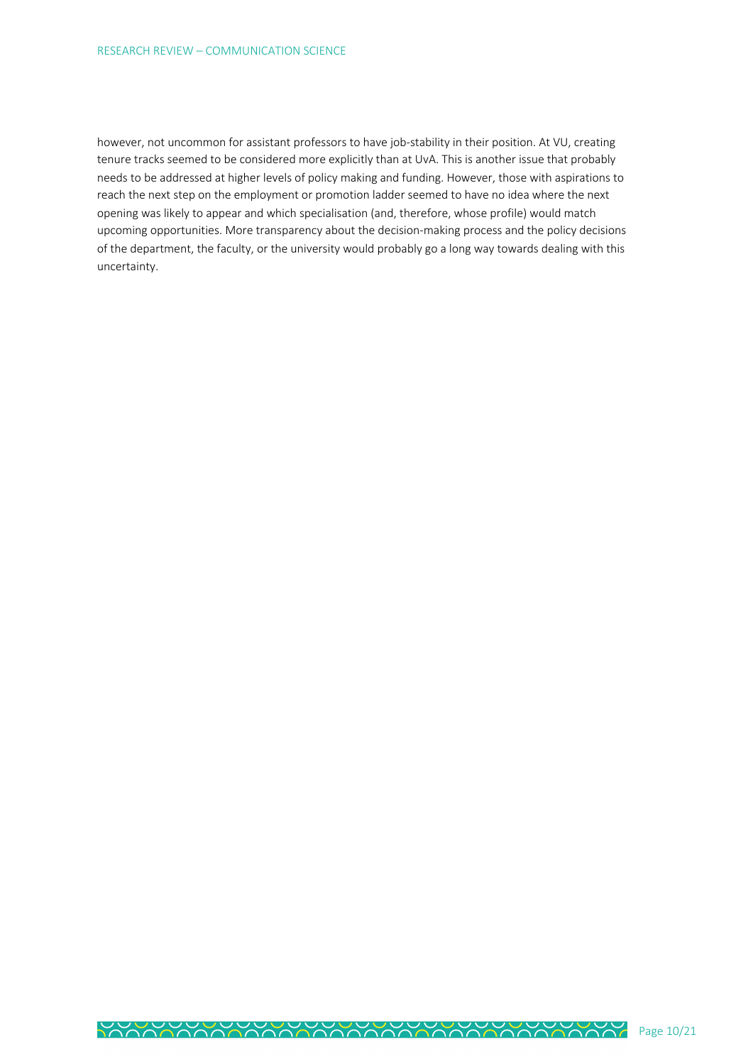however, not uncommon for assistant professors to have job-stability in their position. At VU, creating tenure tracks seemed to be considered more explicitly than at UvA. This is another issue that probably needs to be addressed at higher levels of policy making and funding. However, those with aspirations to reach the next step on the employment or promotion ladder seemed to have no idea where the next opening was likely to appear and which specialisation (and, therefore, whose profile) would match upcoming opportunities. More transparency about the decision-making process and the policy decisions of the department, the faculty, or the university would probably go a long way towards dealing with this uncertainty.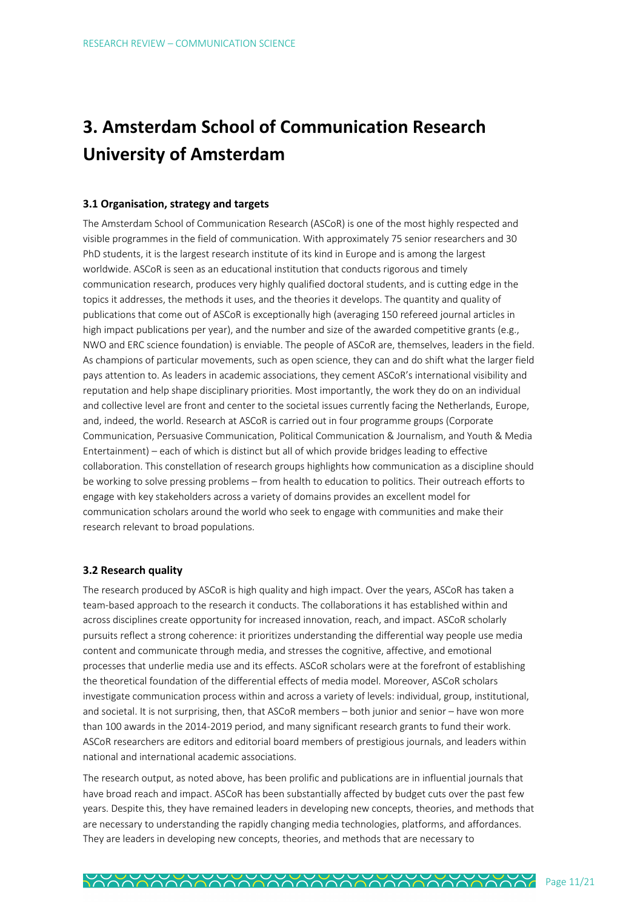# 3. Amsterdam School of Communication Research University of Amsterdam

### 3.1 Organisation, strategy and targets

The Amsterdam School of Communication Research (ASCoR) is one of the most highly respected and visible programmes in the field of communication. With approximately 75 senior researchers and 30 PhD students, it is the largest research institute of its kind in Europe and is among the largest worldwide. ASCoR is seen as an educational institution that conducts rigorous and timely communication research, produces very highly qualified doctoral students, and is cutting edge in the topics it addresses, the methods it uses, and the theories it develops. The quantity and quality of publications that come out of ASCoR is exceptionally high (averaging 150 refereed journal articles in high impact publications per year), and the number and size of the awarded competitive grants (e.g., NWO and ERC science foundation) is enviable. The people of ASCoR are, themselves, leaders in the field. As champions of particular movements, such as open science, they can and do shift what the larger field pays attention to. As leaders in academic associations, they cement ASCoR's international visibility and reputation and help shape disciplinary priorities. Most importantly, the work they do on an individual and collective level are front and center to the societal issues currently facing the Netherlands, Europe, and, indeed, the world. Research at ASCoR is carried out in four programme groups (Corporate Communication, Persuasive Communication, Political Communication & Journalism, and Youth & Media Entertainment) – each of which is distinct but all of which provide bridges leading to effective collaboration. This constellation of research groups highlights how communication as a discipline should be working to solve pressing problems – from health to education to politics. Their outreach efforts to engage with key stakeholders across a variety of domains provides an excellent model for communication scholars around the world who seek to engage with communities and make their research relevant to broad populations.

### 3.2 Research quality

The research produced by ASCoR is high quality and high impact. Over the years, ASCoR has taken a team-based approach to the research it conducts. The collaborations it has established within and across disciplines create opportunity for increased innovation, reach, and impact. ASCoR scholarly pursuits reflect a strong coherence: it prioritizes understanding the differential way people use media content and communicate through media, and stresses the cognitive, affective, and emotional processes that underlie media use and its effects. ASCoR scholars were at the forefront of establishing the theoretical foundation of the differential effects of media model. Moreover, ASCoR scholars investigate communication process within and across a variety of levels: individual, group, institutional, and societal. It is not surprising, then, that ASCoR members – both junior and senior – have won more than 100 awards in the 2014-2019 period, and many significant research grants to fund their work. ASCoR researchers are editors and editorial board members of prestigious journals, and leaders within national and international academic associations.

The research output, as noted above, has been prolific and publications are in influential journals that have broad reach and impact. ASCoR has been substantially affected by budget cuts over the past few years. Despite this, they have remained leaders in developing new concepts, theories, and methods that are necessary to understanding the rapidly changing media technologies, platforms, and affordances. They are leaders in developing new concepts, theories, and methods that are necessary to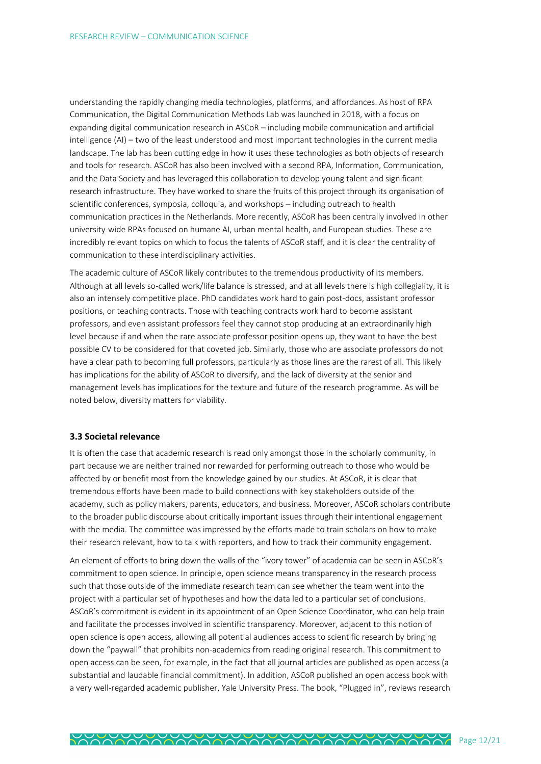understanding the rapidly changing media technologies, platforms, and affordances. As host of RPA Communication, the Digital Communication Methods Lab was launched in 2018, with a focus on expanding digital communication research in ASCoR – including mobile communication and artificial intelligence (AI) – two of the least understood and most important technologies in the current media landscape. The lab has been cutting edge in how it uses these technologies as both objects of research and tools for research. ASCoR has also been involved with a second RPA, Information, Communication, and the Data Society and has leveraged this collaboration to develop young talent and significant research infrastructure. They have worked to share the fruits of this project through its organisation of scientific conferences, symposia, colloquia, and workshops – including outreach to health communication practices in the Netherlands. More recently, ASCoR has been centrally involved in other university-wide RPAs focused on humane AI, urban mental health, and European studies. These are incredibly relevant topics on which to focus the talents of ASCoR staff, and it is clear the centrality of communication to these interdisciplinary activities.

The academic culture of ASCoR likely contributes to the tremendous productivity of its members. Although at all levels so-called work/life balance is stressed, and at all levels there is high collegiality, it is also an intensely competitive place. PhD candidates work hard to gain post-docs, assistant professor positions, or teaching contracts. Those with teaching contracts work hard to become assistant professors, and even assistant professors feel they cannot stop producing at an extraordinarily high level because if and when the rare associate professor position opens up, they want to have the best possible CV to be considered for that coveted job. Similarly, those who are associate professors do not have a clear path to becoming full professors, particularly as those lines are the rarest of all. This likely has implications for the ability of ASCoR to diversify, and the lack of diversity at the senior and management levels has implications for the texture and future of the research programme. As will be noted below, diversity matters for viability.

### 3.3 Societal relevance

It is often the case that academic research is read only amongst those in the scholarly community, in part because we are neither trained nor rewarded for performing outreach to those who would be affected by or benefit most from the knowledge gained by our studies. At ASCoR, it is clear that tremendous efforts have been made to build connections with key stakeholders outside of the academy, such as policy makers, parents, educators, and business. Moreover, ASCoR scholars contribute to the broader public discourse about critically important issues through their intentional engagement with the media. The committee was impressed by the efforts made to train scholars on how to make their research relevant, how to talk with reporters, and how to track their community engagement.

An element of efforts to bring down the walls of the "ivory tower" of academia can be seen in ASCoR's commitment to open science. In principle, open science means transparency in the research process such that those outside of the immediate research team can see whether the team went into the project with a particular set of hypotheses and how the data led to a particular set of conclusions. ASCoR's commitment is evident in its appointment of an Open Science Coordinator, who can help train and facilitate the processes involved in scientific transparency. Moreover, adjacent to this notion of open science is open access, allowing all potential audiences access to scientific research by bringing down the "paywall" that prohibits non-academics from reading original research. This commitment to open access can be seen, for example, in the fact that all journal articles are published as open access (a substantial and laudable financial commitment). In addition, ASCoR published an open access book with a very well-regarded academic publisher, Yale University Press. The book, "Plugged in", reviews research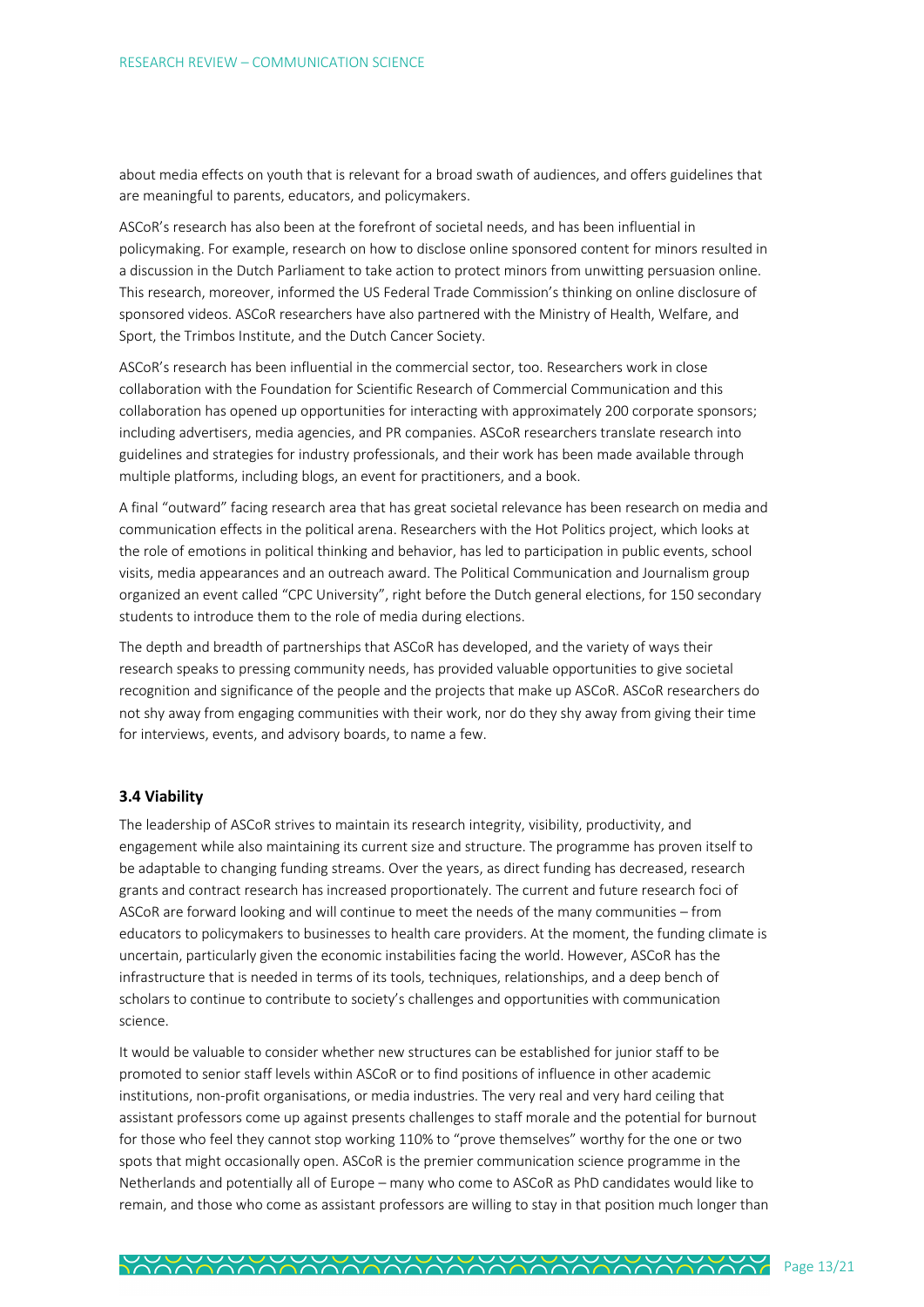about media effects on youth that is relevant for a broad swath of audiences, and offers guidelines that are meaningful to parents, educators, and policymakers.

ASCoR's research has also been at the forefront of societal needs, and has been influential in policymaking. For example, research on how to disclose online sponsored content for minors resulted in a discussion in the Dutch Parliament to take action to protect minors from unwitting persuasion online. This research, moreover, informed the US Federal Trade Commission's thinking on online disclosure of sponsored videos. ASCoR researchers have also partnered with the Ministry of Health, Welfare, and Sport, the Trimbos Institute, and the Dutch Cancer Society.

ASCoR's research has been influential in the commercial sector, too. Researchers work in close collaboration with the Foundation for Scientific Research of Commercial Communication and this collaboration has opened up opportunities for interacting with approximately 200 corporate sponsors; including advertisers, media agencies, and PR companies. ASCoR researchers translate research into guidelines and strategies for industry professionals, and their work has been made available through multiple platforms, including blogs, an event for practitioners, and a book.

A final "outward" facing research area that has great societal relevance has been research on media and communication effects in the political arena. Researchers with the Hot Politics project, which looks at the role of emotions in political thinking and behavior, has led to participation in public events, school visits, media appearances and an outreach award. The Political Communication and Journalism group organized an event called "CPC University", right before the Dutch general elections, for 150 secondary students to introduce them to the role of media during elections.

The depth and breadth of partnerships that ASCoR has developed, and the variety of ways their research speaks to pressing community needs, has provided valuable opportunities to give societal recognition and significance of the people and the projects that make up ASCoR. ASCoR researchers do not shy away from engaging communities with their work, nor do they shy away from giving their time for interviews, events, and advisory boards, to name a few.

### 3.4 Viability

The leadership of ASCoR strives to maintain its research integrity, visibility, productivity, and engagement while also maintaining its current size and structure. The programme has proven itself to be adaptable to changing funding streams. Over the years, as direct funding has decreased, research grants and contract research has increased proportionately. The current and future research foci of ASCoR are forward looking and will continue to meet the needs of the many communities – from educators to policymakers to businesses to health care providers. At the moment, the funding climate is uncertain, particularly given the economic instabilities facing the world. However, ASCoR has the infrastructure that is needed in terms of its tools, techniques, relationships, and a deep bench of scholars to continue to contribute to society's challenges and opportunities with communication science.

It would be valuable to consider whether new structures can be established for junior staff to be promoted to senior staff levels within ASCoR or to find positions of influence in other academic institutions, non-profit organisations, or media industries. The very real and very hard ceiling that assistant professors come up against presents challenges to staff morale and the potential for burnout for those who feel they cannot stop working 110% to "prove themselves" worthy for the one or two spots that might occasionally open. ASCoR is the premier communication science programme in the Netherlands and potentially all of Europe – many who come to ASCoR as PhD candidates would like to remain, and those who come as assistant professors are willing to stay in that position much longer than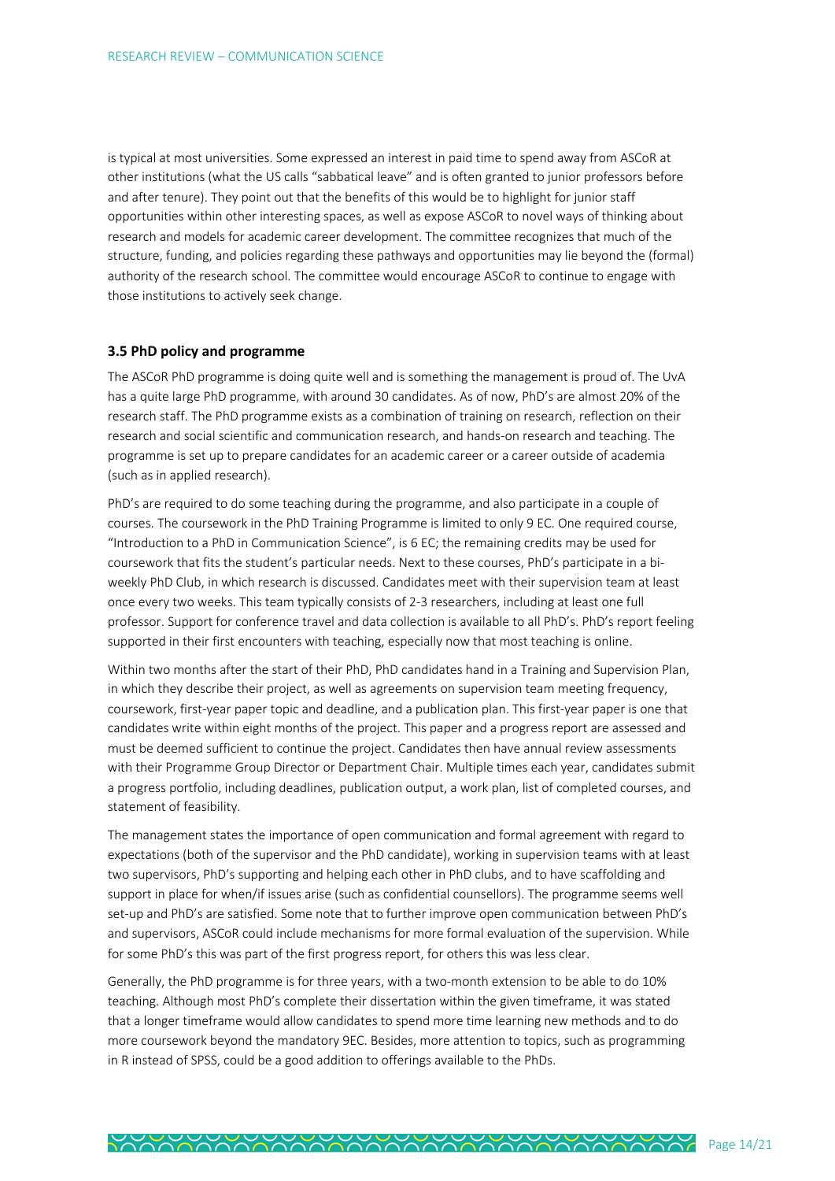is typical at most universities. Some expressed an interest in paid time to spend away from ASCoR at other institutions (what the US calls "sabbatical leave" and is often granted to junior professors before and after tenure). They point out that the benefits of this would be to highlight for junior staff opportunities within other interesting spaces, as well as expose ASCoR to novel ways of thinking about research and models for academic career development. The committee recognizes that much of the structure, funding, and policies regarding these pathways and opportunities may lie beyond the (formal) authority of the research school. The committee would encourage ASCoR to continue to engage with those institutions to actively seek change.

### 3.5 PhD policy and programme

The ASCoR PhD programme is doing quite well and is something the management is proud of. The UvA has a quite large PhD programme, with around 30 candidates. As of now, PhD's are almost 20% of the research staff. The PhD programme exists as a combination of training on research, reflection on their research and social scientific and communication research, and hands-on research and teaching. The programme is set up to prepare candidates for an academic career or a career outside of academia (such as in applied research).

PhD's are required to do some teaching during the programme, and also participate in a couple of courses. The coursework in the PhD Training Programme is limited to only 9 EC. One required course, "Introduction to a PhD in Communication Science", is 6 EC; the remaining credits may be used for coursework that fits the student's particular needs. Next to these courses, PhD's participate in a bi-weekly PhD Club, in which research is discussed. Candidates meet with their supervision team at least once every two weeks. This team typically consists of 2-3 researchers, including at least one full professor. Support for conference travel and data collection is available to all PhD's. PhD's report feeling supported in their first encounters with teaching, especially now that most teaching is online.

Within two months after the start of their PhD, PhD candidates hand in a Training and Supervision Plan, in which they describe their project, as well as agreements on supervision team meeting frequency, coursework, first-year paper topic and deadline, and a publication plan. This first-year paper is one that candidates write within eight months of the project. This paper and a progress report are assessed and must be deemed sufficient to continue the project. Candidates then have annual review assessments with their Programme Group Director or Department Chair. Multiple times each year, candidates submit a progress portfolio, including deadlines, publication output, a work plan, list of completed courses, and statement of feasibility.

The management states the importance of open communication and formal agreement with regard to expectations (both of the supervisor and the PhD candidate), working in supervision teams with at least two supervisors, PhD's supporting and helping each other in PhD clubs, and to have scaffolding and support in place for when/if issues arise (such as confidential counsellors). The programme seems well set-up and PhD's are satisfied. Some note that to further improve open communication between PhD's and supervisors, ASCoR could include mechanisms for more formal evaluation of the supervision. While for some PhD's this was part of the first progress report, for others this was less clear.

Generally, the PhD programme is for three years, with a two-month extension to be able to do 10% teaching. Although most PhD's complete their dissertation within the given timeframe, it was stated that a longer timeframe would allow candidates to spend more time learning new methods and to do more coursework beyond the mandatory 9EC. Besides, more attention to topics, such as programming in R instead of SPSS, could be a good addition to offerings available to the PhDs.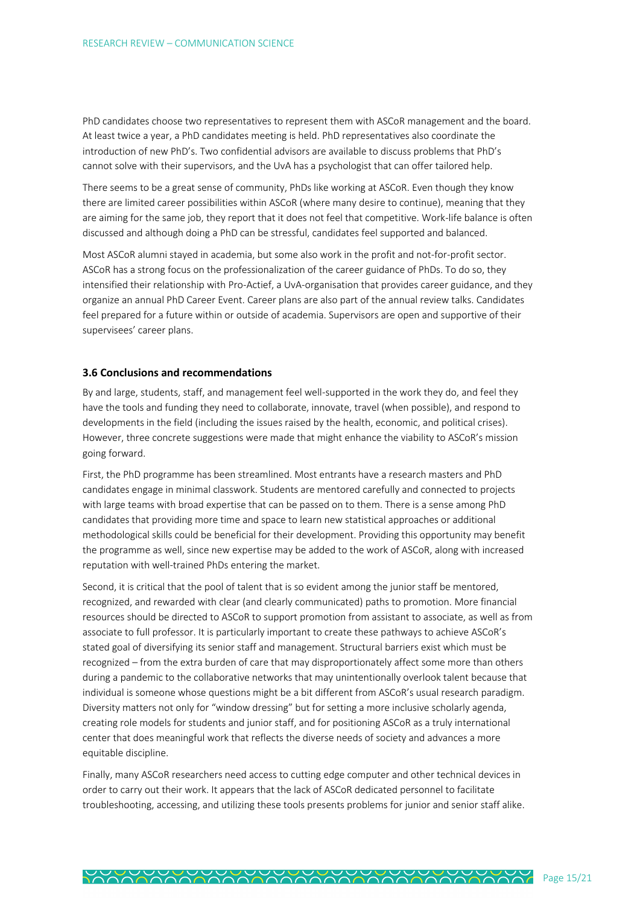PhD candidates choose two representatives to represent them with ASCoR management and the board. At least twice a year, a PhD candidates meeting is held. PhD representatives also coordinate the introduction of new PhD's. Two confidential advisors are available to discuss problems that PhD's cannot solve with their supervisors, and the UvA has a psychologist that can offer tailored help.

There seems to be a great sense of community, PhDs like working at ASCoR. Even though they know there are limited career possibilities within ASCoR (where many desire to continue), meaning that they are aiming for the same job, they report that it does not feel that competitive. Work-life balance is often discussed and although doing a PhD can be stressful, candidates feel supported and balanced.

Most ASCoR alumni stayed in academia, but some also work in the profit and not-for-profit sector. ASCoR has a strong focus on the professionalization of the career guidance of PhDs. To do so, they intensified their relationship with Pro-Actief, a UvA-organisation that provides career guidance, and they organize an annual PhD Career Event. Career plans are also part of the annual review talks. Candidates feel prepared for a future within or outside of academia. Supervisors are open and supportive of their supervisees' career plans.

### 3.6 Conclusions and recommendations

By and large, students, staff, and management feel well-supported in the work they do, and feel they have the tools and funding they need to collaborate, innovate, travel (when possible), and respond to developments in the field (including the issues raised by the health, economic, and political crises). However, three concrete suggestions were made that might enhance the viability to ASCoR's mission going forward.

First, the PhD programme has been streamlined. Most entrants have a research masters and PhD candidates engage in minimal classwork. Students are mentored carefully and connected to projects with large teams with broad expertise that can be passed on to them. There is a sense among PhD candidates that providing more time and space to learn new statistical approaches or additional methodological skills could be beneficial for their development. Providing this opportunity may benefit the programme as well, since new expertise may be added to the work of ASCoR, along with increased reputation with well-trained PhDs entering the market.

Second, it is critical that the pool of talent that is so evident among the junior staff be mentored, recognized, and rewarded with clear (and clearly communicated) paths to promotion. More financial resources should be directed to ASCoR to support promotion from assistant to associate, as well as from associate to full professor. It is particularly important to create these pathways to achieve ASCoR's stated goal of diversifying its senior staff and management. Structural barriers exist which must be recognized – from the extra burden of care that may disproportionately affect some more than others during a pandemic to the collaborative networks that may unintentionally overlook talent because that individual is someone whose questions might be a bit different from ASCoR's usual research paradigm. Diversity matters not only for "window dressing" but for setting a more inclusive scholarly agenda, creating role models for students and junior staff, and for positioning ASCoR as a truly international center that does meaningful work that reflects the diverse needs of society and advances a more equitable discipline.

Finally, many ASCoR researchers need access to cutting edge computer and other technical devices in order to carry out their work. It appears that the lack of ASCoR dedicated personnel to facilitate troubleshooting, accessing, and utilizing these tools presents problems for junior and senior staff alike.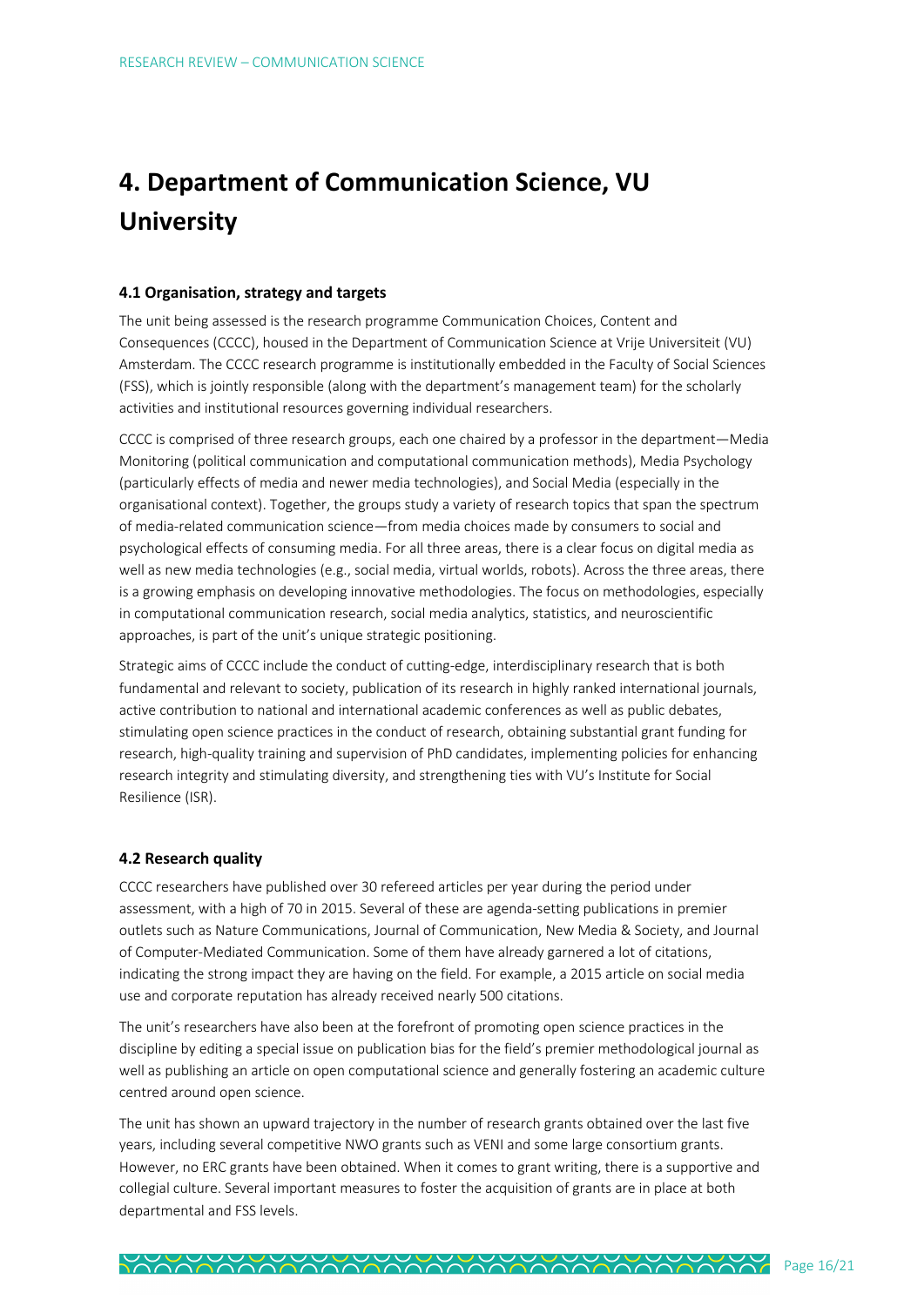# 4. Department of Communication Science, VU University

### 4.1 Organisation, strategy and targets

The unit being assessed is the research programme Communication Choices, Content and Consequences (CCCC), housed in the Department of Communication Science at Vrije Universiteit (VU) Amsterdam. The CCCC research programme is institutionally embedded in the Faculty of Social Sciences (FSS), which is jointly responsible (along with the department's management team) for the scholarly activities and institutional resources governing individual researchers.

CCCC is comprised of three research groups, each one chaired by a professor in the department—Media Monitoring (political communication and computational communication methods), Media Psychology (particularly effects of media and newer media technologies), and Social Media (especially in the organisational context). Together, the groups study a variety of research topics that span the spectrum of media-related communication science—from media choices made by consumers to social and psychological effects of consuming media. For all three areas, there is a clear focus on digital media as well as new media technologies (e.g., social media, virtual worlds, robots). Across the three areas, there is a growing emphasis on developing innovative methodologies. The focus on methodologies, especially in computational communication research, social media analytics, statistics, and neuroscientific approaches, is part of the unit's unique strategic positioning.

Strategic aims of CCCC include the conduct of cutting-edge, interdisciplinary research that is both fundamental and relevant to society, publication of its research in highly ranked international journals, active contribution to national and international academic conferences as well as public debates, stimulating open science practices in the conduct of research, obtaining substantial grant funding for research, high-quality training and supervision of PhD candidates, implementing policies for enhancing research integrity and stimulating diversity, and strengthening ties with VU's Institute for Social Resilience (ISR).

### 4.2 Research quality

CCCC researchers have published over 30 refereed articles per year during the period under assessment, with a high of 70 in 2015. Several of these are agenda-setting publications in premier outlets such as Nature Communications, Journal of Communication, New Media & Society, and Journal of Computer-Mediated Communication. Some of them have already garnered a lot of citations, indicating the strong impact they are having on the field. For example, a 2015 article on social media use and corporate reputation has already received nearly 500 citations.

The unit's researchers have also been at the forefront of promoting open science practices in the discipline by editing a special issue on publication bias for the field's premier methodological journal as well as publishing an article on open computational science and generally fostering an academic culture centred around open science.

The unit has shown an upward trajectory in the number of research grants obtained over the last five years, including several competitive NWO grants such as VENI and some large consortium grants. However, no ERC grants have been obtained. When it comes to grant writing, there is a supportive and collegial culture. Several important measures to foster the acquisition of grants are in place at both departmental and FSS levels.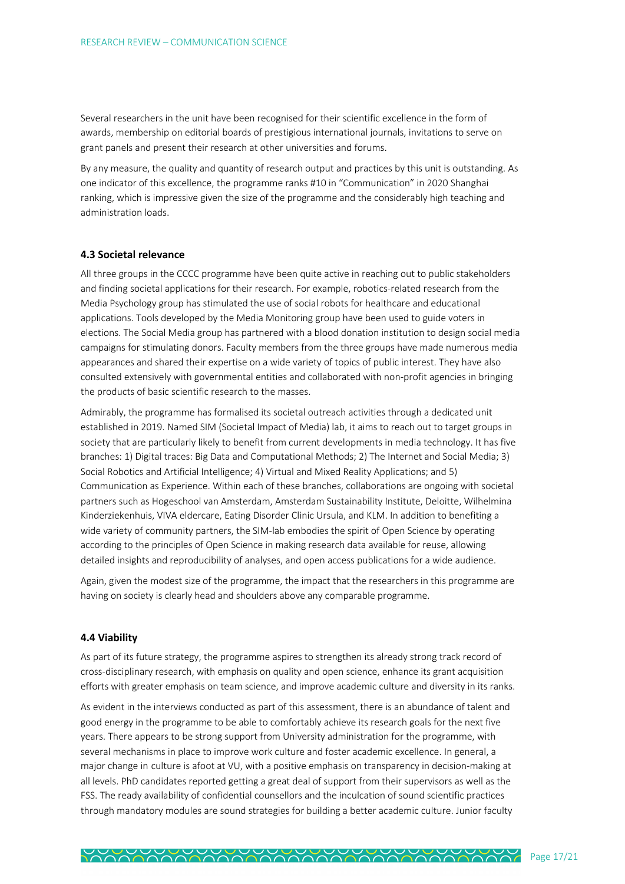Several researchers in the unit have been recognised for their scientific excellence in the form of awards, membership on editorial boards of prestigious international journals, invitations to serve on grant panels and present their research at other universities and forums.

By any measure, the quality and quantity of research output and practices by this unit is outstanding. As one indicator of this excellence, the programme ranks #10 in "Communication" in 2020 Shanghai ranking, which is impressive given the size of the programme and the considerably high teaching and administration loads.

### 4.3 Societal relevance

All three groups in the CCCC programme have been quite active in reaching out to public stakeholders and finding societal applications for their research. For example, robotics-related research from the Media Psychology group has stimulated the use of social robots for healthcare and educational applications. Tools developed by the Media Monitoring group have been used to guide voters in elections. The Social Media group has partnered with a blood donation institution to design social media campaigns for stimulating donors. Faculty members from the three groups have made numerous media appearances and shared their expertise on a wide variety of topics of public interest. They have also consulted extensively with governmental entities and collaborated with non-profit agencies in bringing the products of basic scientific research to the masses.

Admirably, the programme has formalised its societal outreach activities through a dedicated unit established in 2019. Named SIM (Societal Impact of Media) lab, it aims to reach out to target groups in society that are particularly likely to benefit from current developments in media technology. It has five branches: 1) Digital traces: Big Data and Computational Methods; 2) The Internet and Social Media; 3) Social Robotics and Artificial Intelligence; 4) Virtual and Mixed Reality Applications; and 5) Communication as Experience. Within each of these branches, collaborations are ongoing with societal partners such as Hogeschool van Amsterdam, Amsterdam Sustainability Institute, Deloitte, Wilhelmina Kinderziekenhuis, VIVA eldercare, Eating Disorder Clinic Ursula, and KLM. In addition to benefiting a wide variety of community partners, the SIM-lab embodies the spirit of Open Science by operating according to the principles of Open Science in making research data available for reuse, allowing detailed insights and reproducibility of analyses, and open access publications for a wide audience.

Again, given the modest size of the programme, the impact that the researchers in this programme are having on society is clearly head and shoulders above any comparable programme.

### 4.4 Viability

As part of its future strategy, the programme aspires to strengthen its already strong track record of cross-disciplinary research, with emphasis on quality and open science, enhance its grant acquisition efforts with greater emphasis on team science, and improve academic culture and diversity in its ranks.

As evident in the interviews conducted as part of this assessment, there is an abundance of talent and good energy in the programme to be able to comfortably achieve its research goals for the next five years. There appears to be strong support from University administration for the programme, with several mechanisms in place to improve work culture and foster academic excellence. In general, a major change in culture is afoot at VU, with a positive emphasis on transparency in decision-making at all levels. PhD candidates reported getting a great deal of support from their supervisors as well as the FSS. The ready availability of confidential counsellors and the inculcation of sound scientific practices through mandatory modules are sound strategies for building a better academic culture. Junior faculty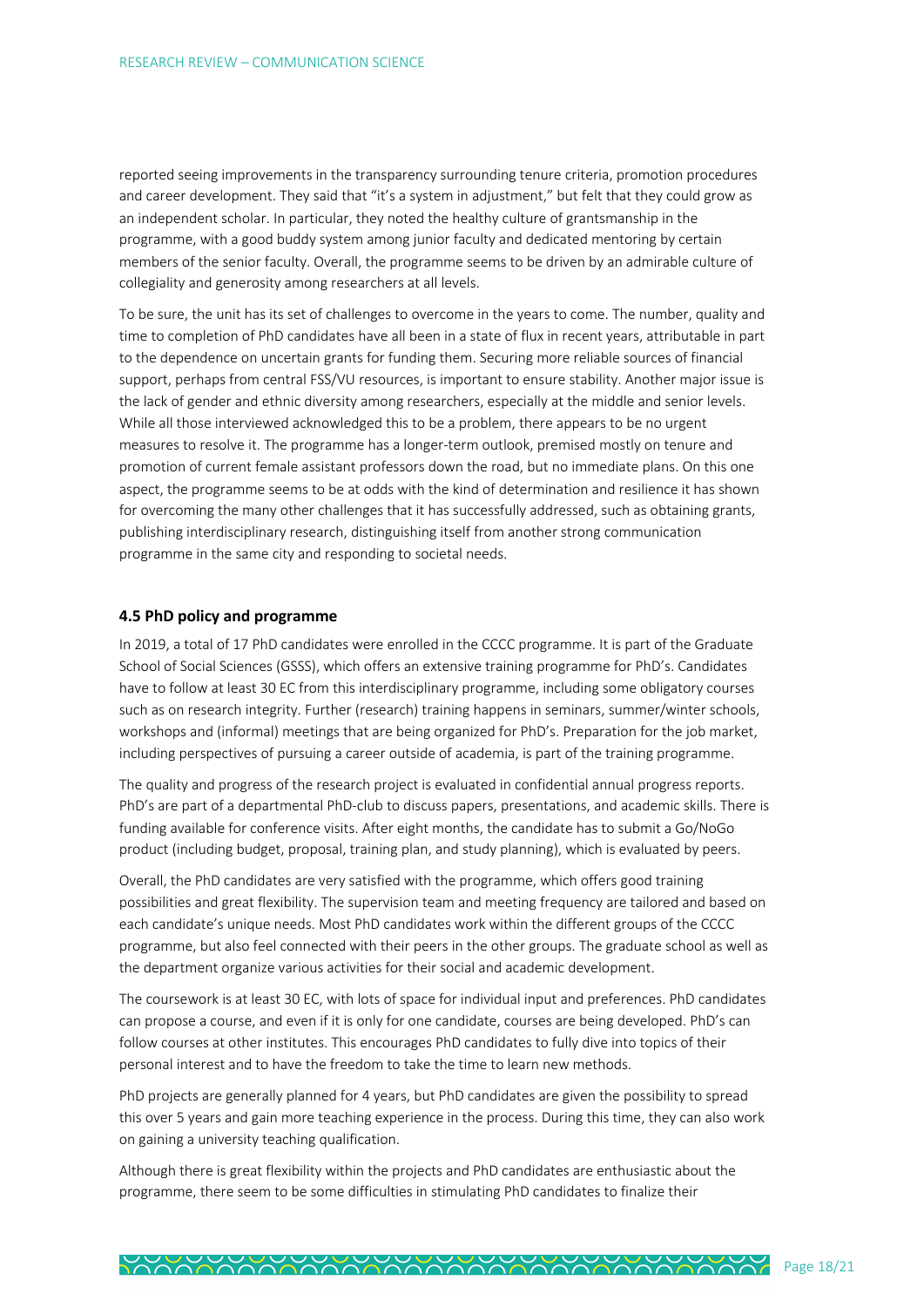reported seeing improvements in the transparency surrounding tenure criteria, promotion procedures and career development. They said that "it's a system in adjustment," but felt that they could grow as an independent scholar. In particular, they noted the healthy culture of grantsmanship in the programme, with a good buddy system among junior faculty and dedicated mentoring by certain members of the senior faculty. Overall, the programme seems to be driven by an admirable culture of collegiality and generosity among researchers at all levels.

To be sure, the unit has its set of challenges to overcome in the years to come. The number, quality and time to completion of PhD candidates have all been in a state of flux in recent years, attributable in part to the dependence on uncertain grants for funding them. Securing more reliable sources of financial support, perhaps from central FSS/VU resources, is important to ensure stability. Another major issue is the lack of gender and ethnic diversity among researchers, especially at the middle and senior levels. While all those interviewed acknowledged this to be a problem, there appears to be no urgent measures to resolve it. The programme has a longer-term outlook, premised mostly on tenure and promotion of current female assistant professors down the road, but no immediate plans. On this one aspect, the programme seems to be at odds with the kind of determination and resilience it has shown for overcoming the many other challenges that it has successfully addressed, such as obtaining grants, publishing interdisciplinary research, distinguishing itself from another strong communication programme in the same city and responding to societal needs.

### 4.5 PhD policy and programme

In 2019, a total of 17 PhD candidates were enrolled in the CCCC programme. It is part of the Graduate School of Social Sciences (GSSS), which offers an extensive training programme for PhD's. Candidates have to follow at least 30 EC from this interdisciplinary programme, including some obligatory courses such as on research integrity. Further (research) training happens in seminars, summer/winter schools, workshops and (informal) meetings that are being organized for PhD's. Preparation for the job market, including perspectives of pursuing a career outside of academia, is part of the training programme.

The quality and progress of the research project is evaluated in confidential annual progress reports. PhD's are part of a departmental PhD-club to discuss papers, presentations, and academic skills. There is funding available for conference visits. After eight months, the candidate has to submit a Go/NoGo product (including budget, proposal, training plan, and study planning), which is evaluated by peers.

Overall, the PhD candidates are very satisfied with the programme, which offers good training possibilities and great flexibility. The supervision team and meeting frequency are tailored and based on each candidate's unique needs. Most PhD candidates work within the different groups of the CCCC programme, but also feel connected with their peers in the other groups. The graduate school as well as the department organize various activities for their social and academic development.

The coursework is at least 30 EC, with lots of space for individual input and preferences. PhD candidates can propose a course, and even if it is only for one candidate, courses are being developed. PhD's can follow courses at other institutes. This encourages PhD candidates to fully dive into topics of their personal interest and to have the freedom to take the time to learn new methods.

PhD projects are generally planned for 4 years, but PhD candidates are given the possibility to spread this over 5 years and gain more teaching experience in the process. During this time, they can also work on gaining a university teaching qualification.

Although there is great flexibility within the projects and PhD candidates are enthusiastic about the programme, there seem to be some difficulties in stimulating PhD candidates to finalize their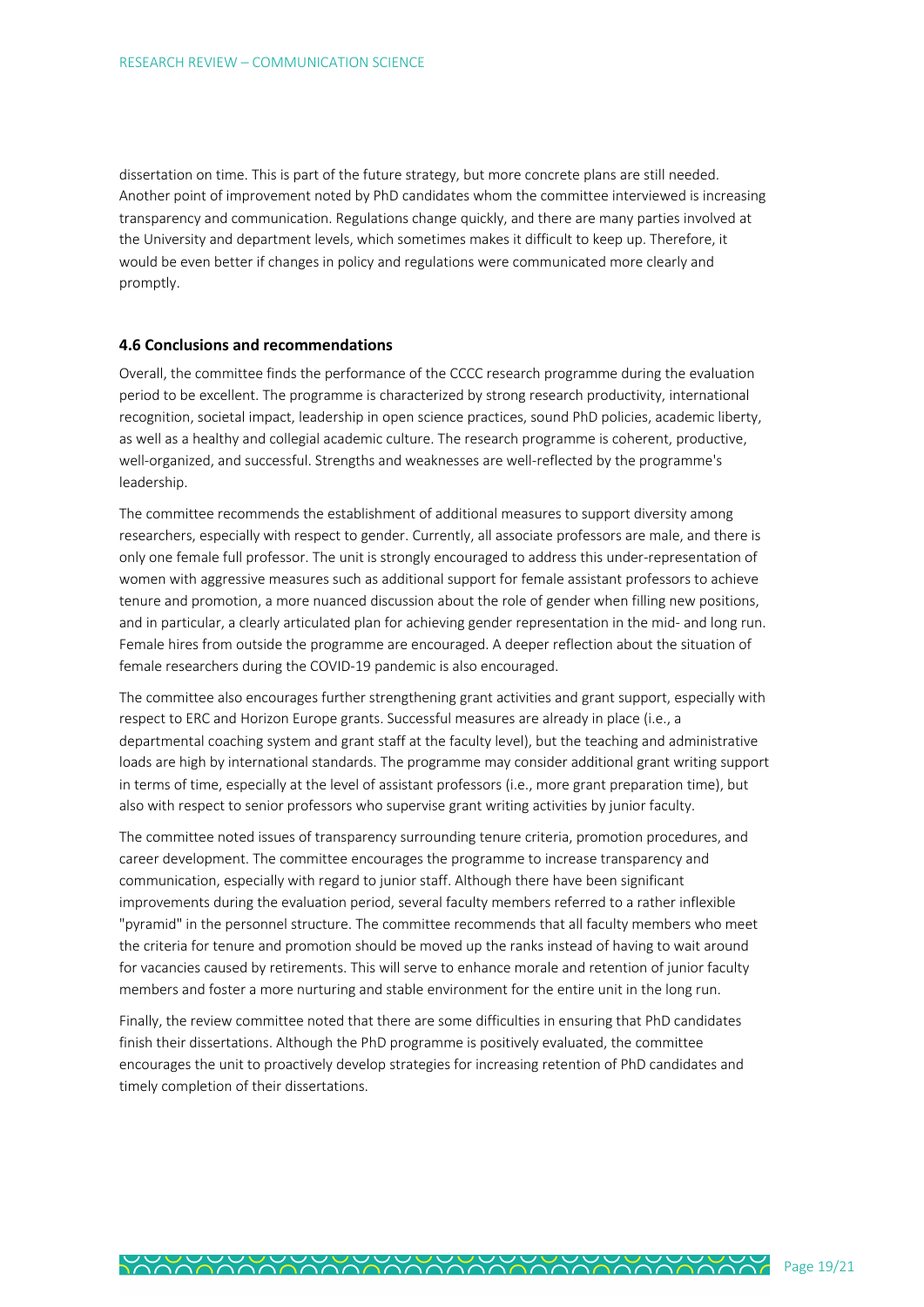dissertation on time. This is part of the future strategy, but more concrete plans are still needed. Another point of improvement noted by PhD candidates whom the committee interviewed is increasing transparency and communication. Regulations change quickly, and there are many parties involved at the University and department levels, which sometimes makes it difficult to keep up. Therefore, it would be even better if changes in policy and regulations were communicated more clearly and promptly.

### 4.6 Conclusions and recommendations

Overall, the committee finds the performance of the CCCC research programme during the evaluation period to be excellent. The programme is characterized by strong research productivity, international recognition, societal impact, leadership in open science practices, sound PhD policies, academic liberty, as well as a healthy and collegial academic culture. The research programme is coherent, productive, well-organized, and successful. Strengths and weaknesses are well-reflected by the programme's leadership.

The committee recommends the establishment of additional measures to support diversity among researchers, especially with respect to gender. Currently, all associate professors are male, and there is only one female full professor. The unit is strongly encouraged to address this under-representation of women with aggressive measures such as additional support for female assistant professors to achieve tenure and promotion, a more nuanced discussion about the role of gender when filling new positions, and in particular, a clearly articulated plan for achieving gender representation in the mid- and long run. Female hires from outside the programme are encouraged. A deeper reflection about the situation of female researchers during the COVID-19 pandemic is also encouraged.

The committee also encourages further strengthening grant activities and grant support, especially with respect to ERC and Horizon Europe grants. Successful measures are already in place (i.e., a departmental coaching system and grant staff at the faculty level), but the teaching and administrative loads are high by international standards. The programme may consider additional grant writing support in terms of time, especially at the level of assistant professors (i.e., more grant preparation time), but also with respect to senior professors who supervise grant writing activities by junior faculty.

The committee noted issues of transparency surrounding tenure criteria, promotion procedures, and career development. The committee encourages the programme to increase transparency and communication, especially with regard to junior staff. Although there have been significant improvements during the evaluation period, several faculty members referred to a rather inflexible "pyramid" in the personnel structure. The committee recommends that all faculty members who meet the criteria for tenure and promotion should be moved up the ranks instead of having to wait around for vacancies caused by retirements. This will serve to enhance morale and retention of junior faculty members and foster a more nurturing and stable environment for the entire unit in the long run.

Finally, the review committee noted that there are some difficulties in ensuring that PhD candidates finish their dissertations. Although the PhD programme is positively evaluated, the committee encourages the unit to proactively develop strategies for increasing retention of PhD candidates and timely completion of their dissertations.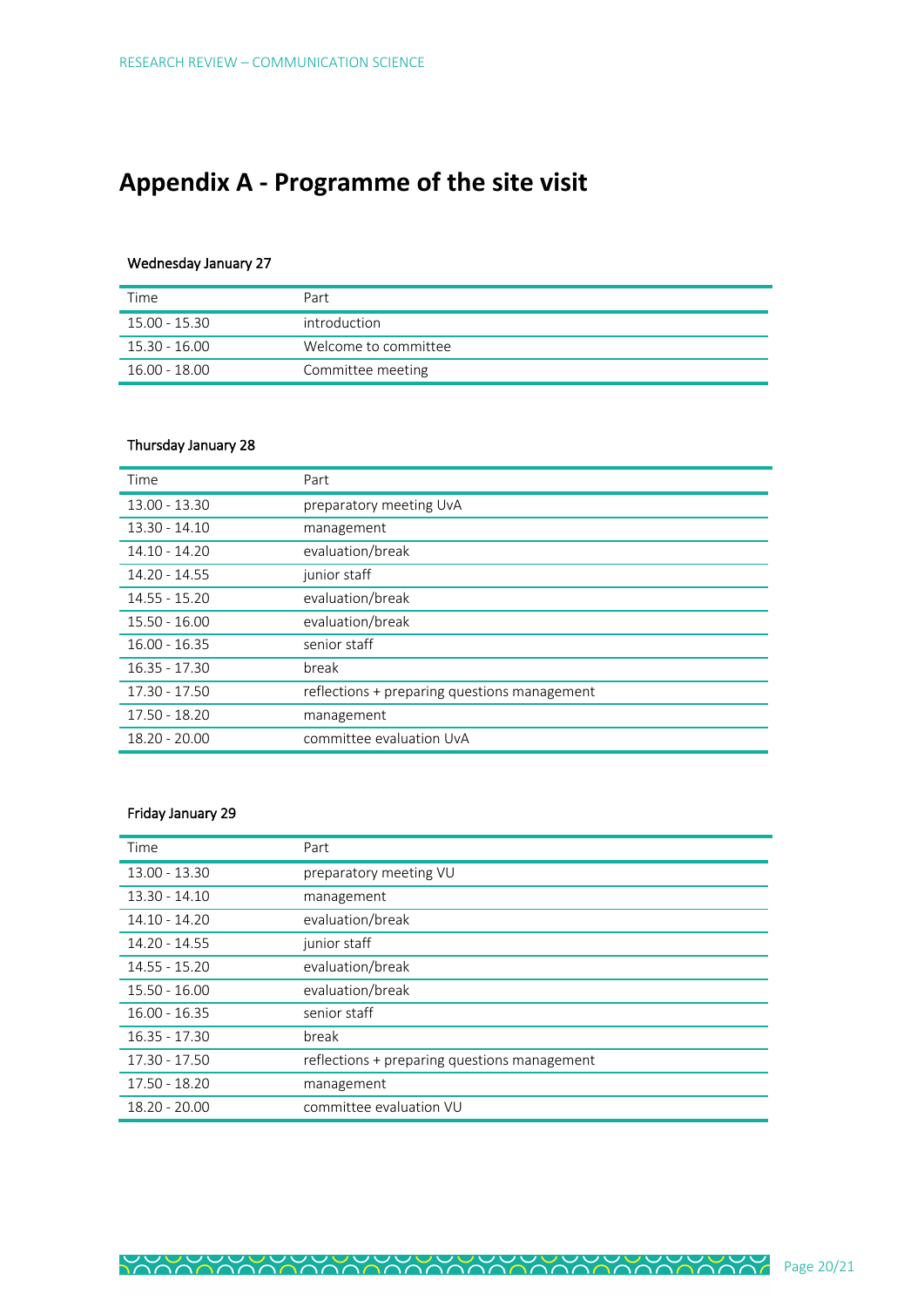# Appendix A - Programme of the site visit

### Wednesday January 27

| Time | Part |
|---|---|
| 15.00 - 15.30 | introduction |
| 15.30 - 16.00 | Welcome to committee |
| 16.00 - 18.00 | Committee meeting |

### Thursday January 28

| Time | Part |
|---|---|
| 13.00 - 13.30 | preparatory meeting UvA |
| 13.30 - 14.10 | management |
| 14.10 - 14.20 | evaluation/break |
| 14.20 - 14.55 | junior staff |
| 14.55 - 15.20 | evaluation/break |
| 15.50 - 16.00 | evaluation/break |
| 16.00 - 16.35 | senior staff |
| 16.35 - 17.30 | break |
| 17.30 - 17.50 | reflections + preparing questions management |
| 17.50 - 18.20 | management |
| 18.20 - 20.00 | committee evaluation UvA |

### Friday January 29

| Time | Part |
|---|---|
| 13.00 - 13.30 | preparatory meeting VU |
| 13.30 - 14.10 | management |
| 14.10 - 14.20 | evaluation/break |
| 14.20 - 14.55 | junior staff |
| 14.55 - 15.20 | evaluation/break |
| 15.50 - 16.00 | evaluation/break |
| 16.00 - 16.35 | senior staff |
| 16.35 - 17.30 | break |
| 17.30 - 17.50 | reflections + preparing questions management |
| 17.50 - 18.20 | management |
| 18.20 - 20.00 | committee evaluation VU |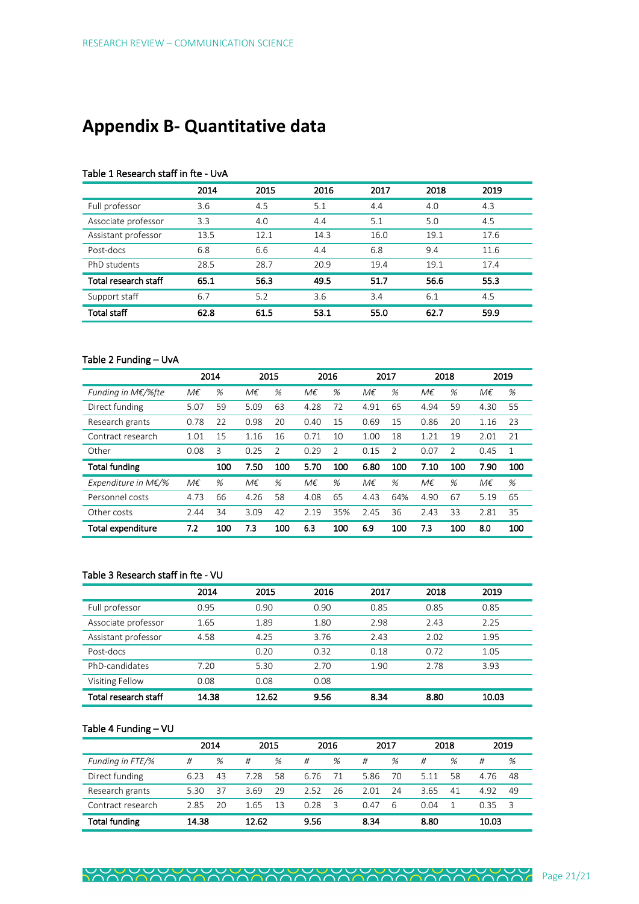# Appendix B- Quantitative data

**Table 1 Research staff in fte - UvA**

| | 2014 | 2015 | 2016 | 2017 | 2018 | 2019 |
|---|---|---|---|---|---|---|
| Full professor | 3.6 | 4.5 | 5.1 | 4.4 | 4.0 | 4.3 |
| Associate professor | 3.3 | 4.0 | 4.4 | 5.1 | 5.0 | 4.5 |
| Assistant professor | 13.5 | 12.1 | 14.3 | 16.0 | 19.1 | 17.6 |
| Post-docs | 6.8 | 6.6 | 4.4 | 6.8 | 9.4 | 11.6 |
| PhD students | 28.5 | 28.7 | 20.9 | 19.4 | 19.1 | 17.4 |
| **Total research staff** | **65.1** | **56.3** | **49.5** | **51.7** | **56.6** | **55.3** |
| Support staff | 6.7 | 5.2 | 3.6 | 3.4 | 6.1 | 4.5 |
| **Total staff** | **62.8** | **61.5** | **53.1** | **55.0** | **62.7** | **59.9** |

**Table 2 Funding – UvA**

| | 2014 | | 2015 | | 2016 | | 2017 | | 2018 | | 2019 | |
|---|---|---|---|---|---|---|---|---|---|---|---|---|
| *Funding in M€/%fte* | *M€* | *%* | *M€* | *%* | *M€* | *%* | *M€* | *%* | *M€* | *%* | *M€* | *%* |
| Direct funding | 5.07 | 59 | 5.09 | 63 | 4.28 | 72 | 4.91 | 65 | 4.94 | 59 | 4.30 | 55 |
| Research grants | 0.78 | 22 | 0.98 | 20 | 0.40 | 15 | 0.69 | 15 | 0.86 | 20 | 1.16 | 23 |
| Contract research | 1.01 | 15 | 1.16 | 16 | 0.71 | 10 | 1.00 | 18 | 1.21 | 19 | 2.01 | 21 |
| Other | 0.08 | 3 | 0.25 | 2 | 0.29 | 2 | 0.15 | 2 | 0.07 | 2 | 0.45 | 1 |
| **Total funding** | | **100** | **7.50** | **100** | **5.70** | **100** | **6.80** | **100** | **7.10** | **100** | **7.90** | **100** |
| *Expenditure in M€/%* | *M€* | *%* | *M€* | *%* | *M€* | *%* | *M€* | *%* | *M€* | *%* | *M€* | *%* |
| Personnel costs | 4.73 | 66 | 4.26 | 58 | 4.08 | 65 | 4.43 | 64% | 4.90 | 67 | 5.19 | 65 |
| Other costs | 2.44 | 34 | 3.09 | 42 | 2.19 | 35% | 2.45 | 36 | 2.43 | 33 | 2.81 | 35 |
| **Total expenditure** | **7.2** | **100** | **7.3** | **100** | **6.3** | **100** | **6.9** | **100** | **7.3** | **100** | **8.0** | **100** |

**Table 3 Research staff in fte - VU**

| | 2014 | 2015 | 2016 | 2017 | 2018 | 2019 |
|---|---|---|---|---|---|---|
| Full professor | 0.95 | 0.90 | 0.90 | 0.85 | 0.85 | 0.85 |
| Associate professor | 1.65 | 1.89 | 1.80 | 2.98 | 2.43 | 2.25 |
| Assistant professor | 4.58 | 4.25 | 3.76 | 2.43 | 2.02 | 1.95 |
| Post-docs | | 0.20 | 0.32 | 0.18 | 0.72 | 1.05 |
| PhD-candidates | 7.20 | 5.30 | 2.70 | 1.90 | 2.78 | 3.93 |
| Visiting Fellow | 0.08 | 0.08 | 0.08 | | | |
| **Total research staff** | **14.38** | **12.62** | **9.56** | **8.34** | **8.80** | **10.03** |

**Table 4 Funding – VU**

| | 2014 | | 2015 | | 2016 | | 2017 | | 2018 | | 2019 | |
|---|---|---|---|---|---|---|---|---|---|---|---|---|
| *Funding in FTE/%* | *#* | *%* | *#* | *%* | *#* | *%* | *#* | *%* | *#* | *%* | *#* | *%* |
| Direct funding | 6.23 | 43 | 7.28 | 58 | 6.76 | 71 | 5.86 | 70 | 5.11 | 58 | 4.76 | 48 |
| Research grants | 5.30 | 37 | 3.69 | 29 | 2.52 | 26 | 2.01 | 24 | 3.65 | 41 | 4.92 | 49 |
| Contract research | 2.85 | 20 | 1.65 | 13 | 0.28 | 3 | 0.47 | 6 | 0.04 | 1 | 0.35 | 3 |
| **Total funding** | **14.38** | | **12.62** | | **9.56** | | **8.34** | | **8.80** | | **10.03** | |